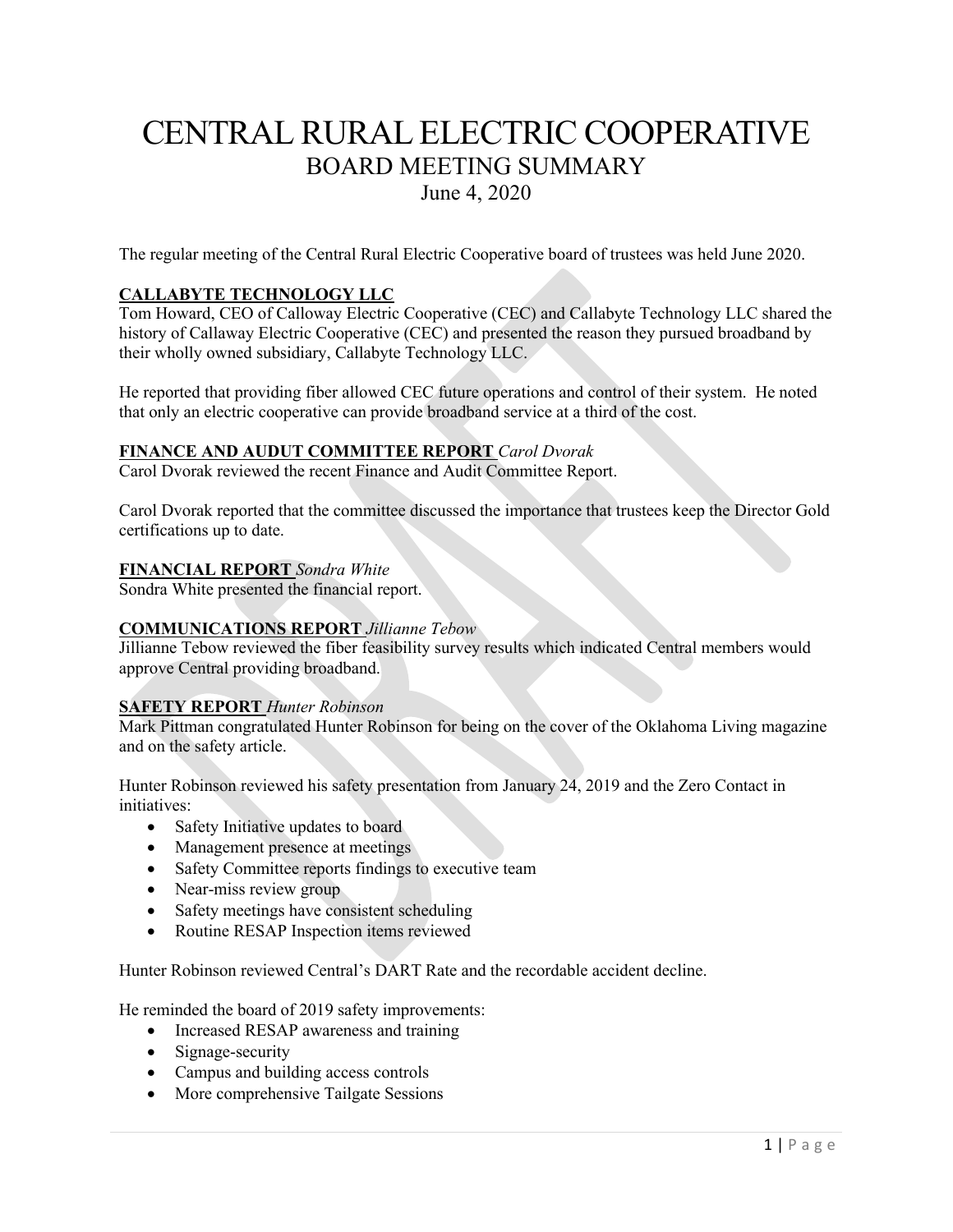# CENTRAL RURAL ELECTRIC COOPERATIVE

## BOARD MEETING SUMMARY

June 4, 2020

The regular meeting of the Central Rural Electric Cooperative board of trustees was held June 2020.

### CALLABYTE TECHNOLOGY LLC

Tom Howard, CEO of Calloway Electric Cooperative (CEC) and Callabyte Technology LLC shared the history of Callaway Electric Cooperative (CEC) and presented the reason they pursued broadband by their wholly owned subsidiary, Callabyte Technology LLC.

He reported that providing fiber allowed CEC future operations and control of their system. He noted that only an electric cooperative can provide broadband service at a third of the cost.

### FINANCE AND AUDUT COMMITTEE REPORT *Carol Dvorak*

Carol Dvorak reviewed the recent Finance and Audit Committee Report.

Carol Dvorak reported that the committee discussed the importance that trustees keep the Director Gold certifications up to date.

### FINANCIAL REPORT *Sondra White*

Sondra White presented the financial report.

### COMMUNICATIONS REPORT *Jillianne Tebow*

Jillianne Tebow reviewed the fiber feasibility survey results which indicated Central members would approve Central providing broadband.

### SAFETY REPORT *Hunter Robinson*

Mark Pittman congratulated Hunter Robinson for being on the cover of the Oklahoma Living magazine and on the safety article.

Hunter Robinson reviewed his safety presentation from January 24, 2019 and the Zero Contact in initiatives:

- Safety Initiative updates to board
- Management presence at meetings
- Safety Committee reports findings to executive team
- Near-miss review group
- Safety meetings have consistent scheduling
- Routine RESAP Inspection items reviewed

Hunter Robinson reviewed Central's DART Rate and the recordable accident decline.

He reminded the board of 2019 safety improvements:

- Increased RESAP awareness and training
- Signage-security
- Campus and building access controls
- More comprehensive Tailgate Sessions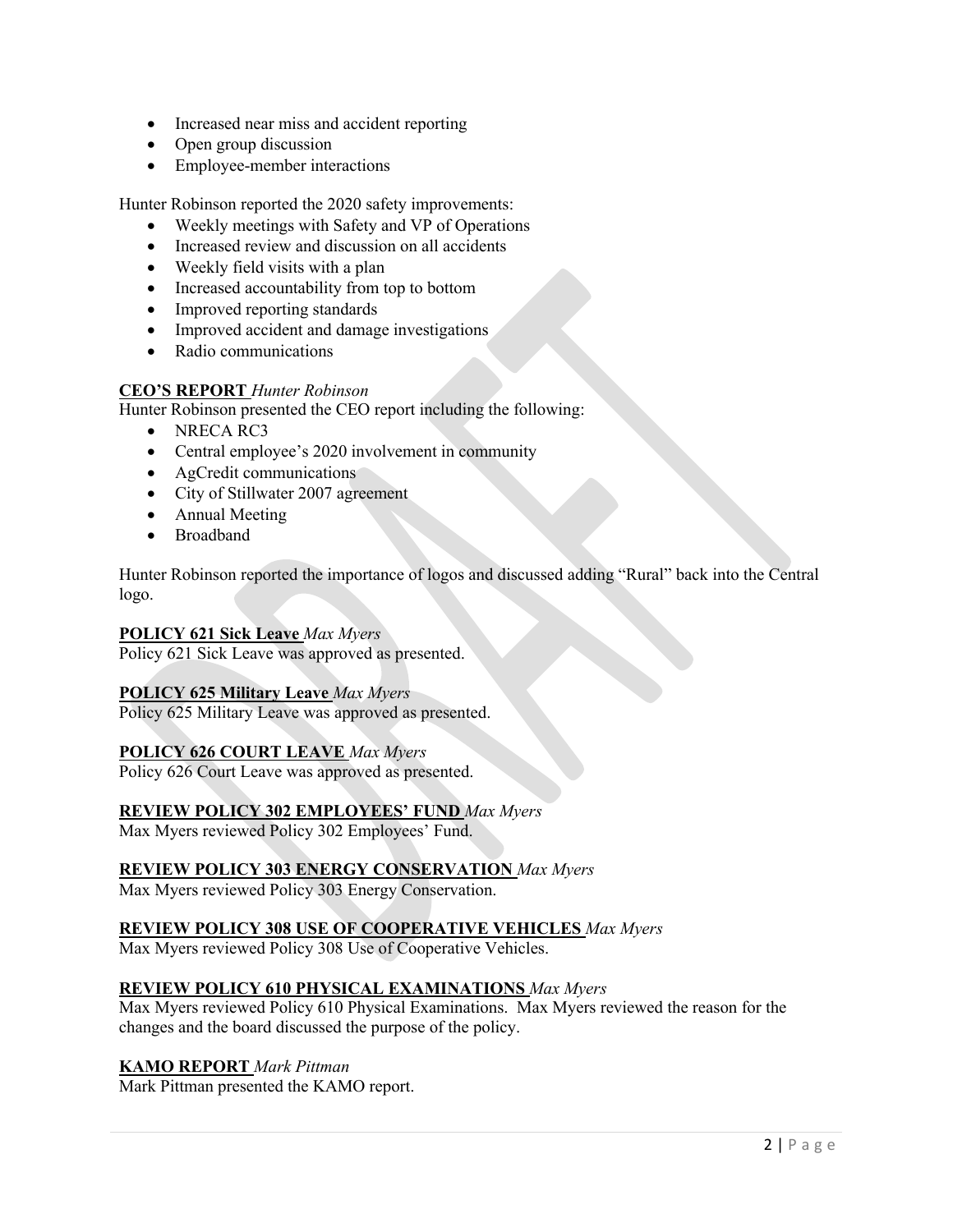- Increased near miss and accident reporting
- Open group discussion
- Employee-member interactions

Hunter Robinson reported the 2020 safety improvements:

- Weekly meetings with Safety and VP of Operations
- Increased review and discussion on all accidents
- Weekly field visits with a plan
- Increased accountability from top to bottom
- Improved reporting standards
- Improved accident and damage investigations
- Radio communications

**CEO'S REPORT** *Hunter Robinson*

Hunter Robinson presented the CEO report including the following:

- NRECA RC3
- Central employee's 2020 involvement in community
- AgCredit communications
- City of Stillwater 2007 agreement
- Annual Meeting
- Broadband

Hunter Robinson reported the importance of logos and discussed adding "Rural" back into the Central logo.

**POLICY 621 Sick Leave** *Max Myers*

Policy 621 Sick Leave was approved as presented.

**POLICY 625 Military Leave** *Max Myers*

Policy 625 Military Leave was approved as presented.

**POLICY 626 COURT LEAVE** *Max Myers*

Policy 626 Court Leave was approved as presented.

**REVIEW POLICY 302 EMPLOYEES' FUND** *Max Myers*

Max Myers reviewed Policy 302 Employees' Fund.

**REVIEW POLICY 303 ENERGY CONSERVATION** *Max Myers*

Max Myers reviewed Policy 303 Energy Conservation.

**REVIEW POLICY 308 USE OF COOPERATIVE VEHICLES** *Max Myers*

Max Myers reviewed Policy 308 Use of Cooperative Vehicles.

**REVIEW POLICY 610 PHYSICAL EXAMINATIONS** *Max Myers*

Max Myers reviewed Policy 610 Physical Examinations. Max Myers reviewed the reason for the changes and the board discussed the purpose of the policy.

**KAMO REPORT** *Mark Pittman*

Mark Pittman presented the KAMO report.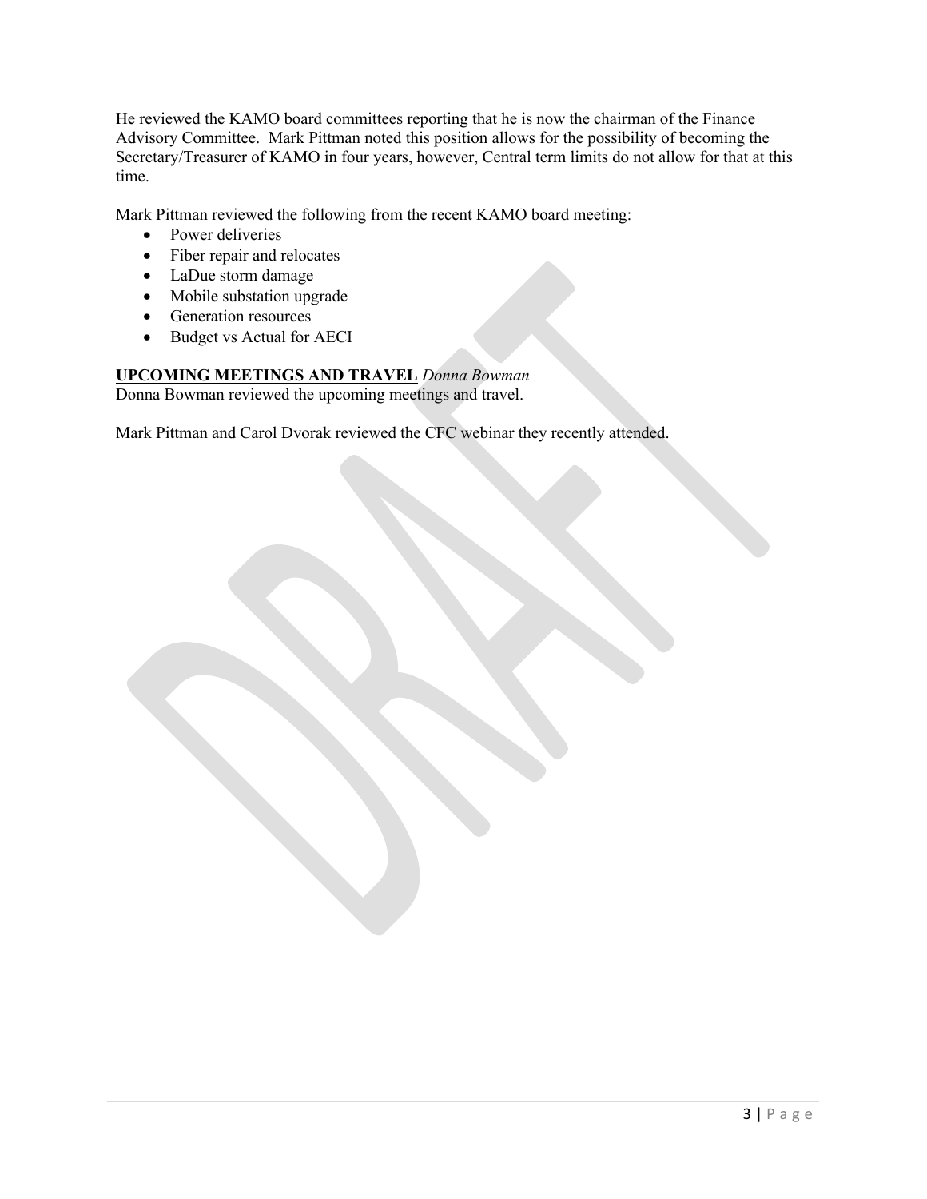He reviewed the KAMO board committees reporting that he is now the chairman of the Finance Advisory Committee. Mark Pittman noted this position allows for the possibility of becoming the Secretary/Treasurer of KAMO in four years, however, Central term limits do not allow for that at this time.

Mark Pittman reviewed the following from the recent KAMO board meeting:

- Power deliveries
- Fiber repair and relocates
- LaDue storm damage
- Mobile substation upgrade
- Generation resources
- Budget vs Actual for AECI

**UPCOMING MEETINGS AND TRAVEL** *Donna Bowman*

Donna Bowman reviewed the upcoming meetings and travel.

Mark Pittman and Carol Dvorak reviewed the CFC webinar they recently attended.